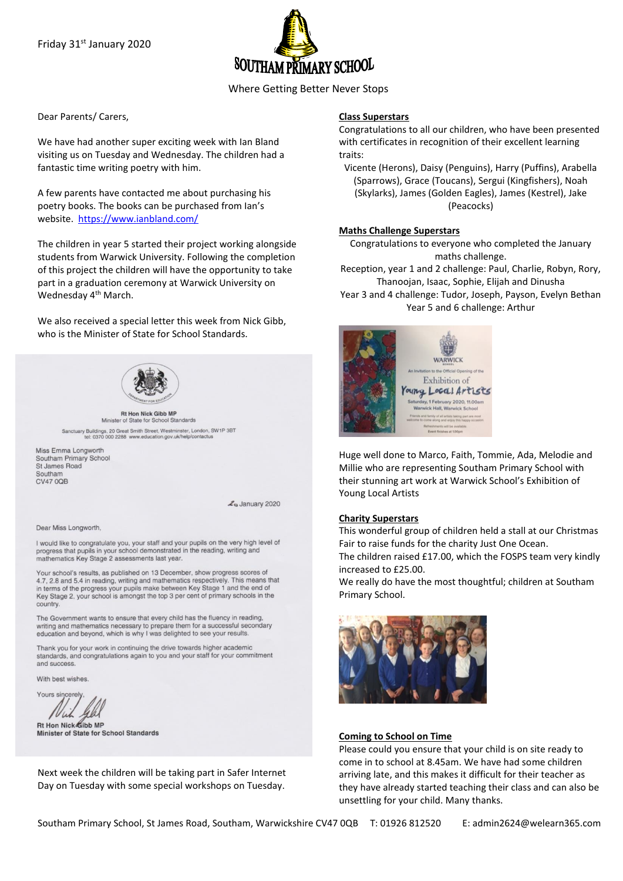Friday 31st January 2020

# SOUTHAM PRIMARY SCHOOL

Where Getting Better Never Stops

Dear Parents/ Carers,

We have had another super exciting week with Ian Bland visiting us on Tuesday and Wednesday. The children had a fantastic time writing poetry with him.

A few parents have contacted me about purchasing his poetry books. The books can be purchased from Ian's website. https://www.ianbland.com/

The children in year 5 started their project working alongside students from Warwick University. Following the completion of this project the children will have the opportunity to take part in a graduation ceremony at Warwick University on Wednesday 4th March.

We also received a special letter this week from Nick Gibb, who is the Minister of State for School Standards.

Rt Hon Nick Gibb MP
Minister of State for School Standards

Sanctuary Buildings, 20 Great Smith Street, Westminster, London, SW1P 3BT
tel: 0370 000 2288 www.education.gov.uk/help/contactus

Miss Emma Longworth
Southam Primary School
St James Road
Southam
CV47 0QB

January 2020

Dear Miss Longworth,

I would like to congratulate you, your staff and your pupils on the very high level of progress that pupils in your school demonstrated in the reading, writing and mathematics Key Stage 2 assessments last year.

Your school's results, as published on 13 December, show progress scores of 4.7, 2.8 and 5.4 in reading, writing and mathematics respectively. This means that in terms of the progress your pupils make between Key Stage 1 and the end of Key Stage 2, your school is amongst the top 3 per cent of primary schools in the country.

The Government wants to ensure that every child has the fluency in reading, writing and mathematics necessary to prepare them for a successful secondary education and beyond, which is why I was delighted to see your results.

Thank you for your work in continuing the drive towards higher academic standards, and congratulations again to you and your staff for your commitment and success.

With best wishes.

Yours sincerely,

Rt Hon Nick Gibb MP
Minister of State for School Standards

Next week the children will be taking part in Safer Internet Day on Tuesday with some special workshops on Tuesday.

## Class Superstars

Congratulations to all our children, who have been presented with certificates in recognition of their excellent learning traits:

Vicente (Herons), Daisy (Penguins), Harry (Puffins), Arabella (Sparrows), Grace (Toucans), Sergui (Kingfishers), Noah (Skylarks), James (Golden Eagles), James (Kestrel), Jake (Peacocks)

## Maths Challenge Superstars

Congratulations to everyone who completed the January maths challenge.

Reception, year 1 and 2 challenge: Paul, Charlie, Robyn, Rory, Thanoojan, Isaac, Sophie, Elijah and Dinusha

Year 3 and 4 challenge: Tudor, Joseph, Payson, Evelyn Bethan

Year 5 and 6 challenge: Arthur

Huge well done to Marco, Faith, Tommie, Ada, Melodie and Millie who are representing Southam Primary School with their stunning art work at Warwick School's Exhibition of Young Local Artists

## Charity Superstars

This wonderful group of children held a stall at our Christmas Fair to raise funds for the charity Just One Ocean.

The children raised £17.00, which the FOSPS team very kindly increased to £25.00.

We really do have the most thoughtful; children at Southam Primary School.

## Coming to School on Time

Please could you ensure that your child is on site ready to come in to school at 8.45am. We have had some children arriving late, and this makes it difficult for their teacher as they have already started teaching their class and can also be unsettling for your child. Many thanks.

Southam Primary School, St James Road, Southam, Warwickshire CV47 0QB T: 01926 812520 E: admin2624@welearn365.com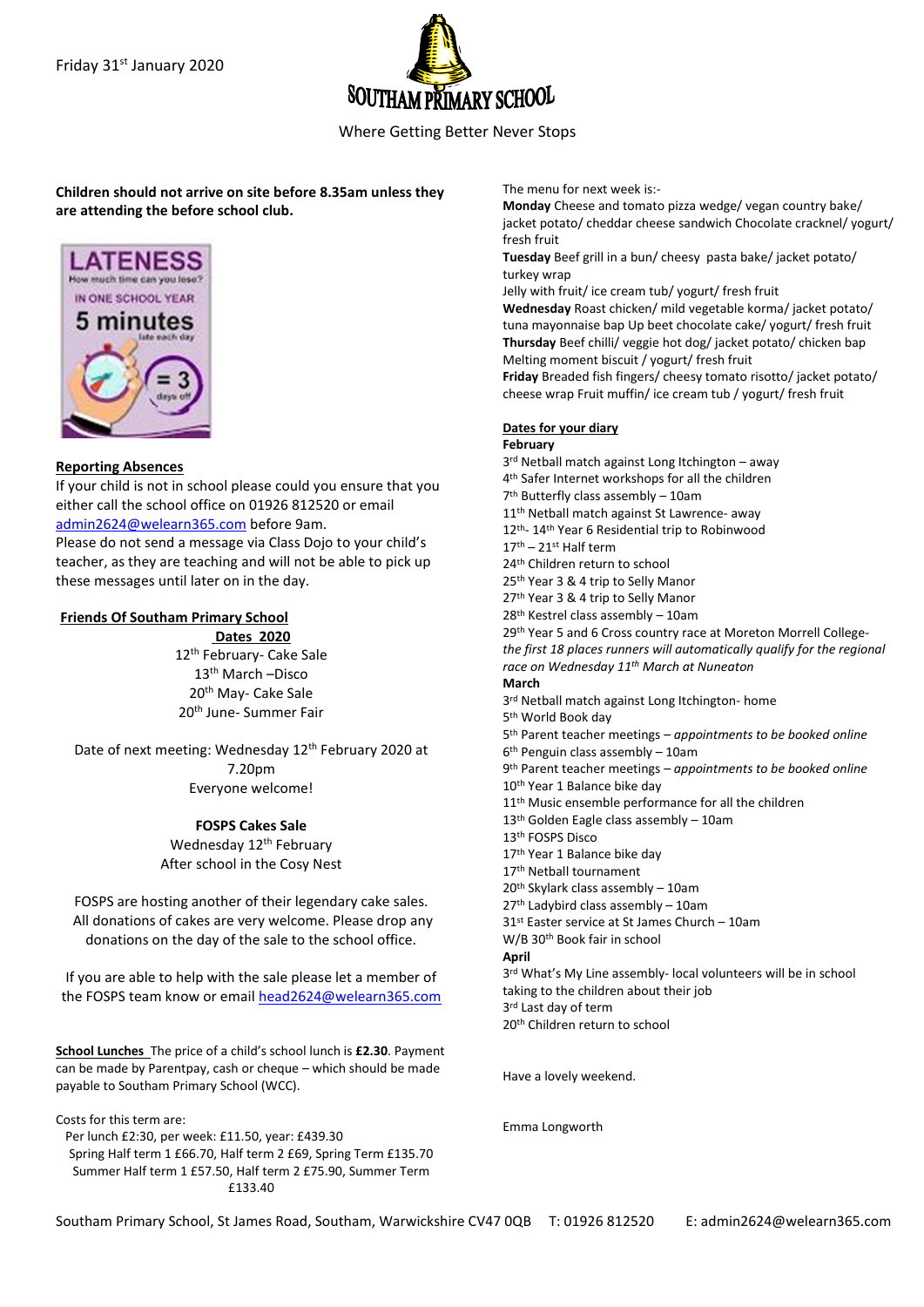Friday 31st January 2020

# SOUTHAM PRIMARY SCHOOL

Where Getting Better Never Stops

**Children should not arrive on site before 8.35am unless they are attending the before school club.**

LATENESS
How much time can you lose?
IN ONE SCHOOL YEAR
5 minutes
late each day
= 3
days off

**Reporting Absences**

If your child is not in school please could you ensure that you either call the school office on 01926 812520 or email admin2624@welearn365.com before 9am.

Please do not send a message via Class Dojo to your child's teacher, as they are teaching and will not be able to pick up these messages until later on in the day.

**Friends Of Southam Primary School**

**Dates 2020**

12th February- Cake Sale
13th March –Disco
20th May- Cake Sale
20th June- Summer Fair

Date of next meeting: Wednesday 12th February 2020 at 7.20pm
Everyone welcome!

**FOSPS Cakes Sale**
Wednesday 12th February
After school in the Cosy Nest

FOSPS are hosting another of their legendary cake sales. All donations of cakes are very welcome. Please drop any donations on the day of the sale to the school office.

If you are able to help with the sale please let a member of the FOSPS team know or email head2624@welearn365.com

**School Lunches** The price of a child's school lunch is **£2.30**. Payment can be made by Parentpay, cash or cheque – which should be made payable to Southam Primary School (WCC).

Costs for this term are:
Per lunch £2:30, per week: £11.50, year: £439.30
Spring Half term 1 £66.70, Half term 2 £69, Spring Term £135.70
Summer Half term 1 £57.50, Half term 2 £75.90, Summer Term £133.40

The menu for next week is:-

**Monday** Cheese and tomato pizza wedge/ vegan country bake/ jacket potato/ cheddar cheese sandwich Chocolate cracknel/ yogurt/ fresh fruit

**Tuesday** Beef grill in a bun/ cheesy pasta bake/ jacket potato/ turkey wrap
Jelly with fruit/ ice cream tub/ yogurt/ fresh fruit

**Wednesday** Roast chicken/ mild vegetable korma/ jacket potato/ tuna mayonnaise bap Up beet chocolate cake/ yogurt/ fresh fruit

**Thursday** Beef chilli/ veggie hot dog/ jacket potato/ chicken bap
Melting moment biscuit / yogurt/ fresh fruit

**Friday** Breaded fish fingers/ cheesy tomato risotto/ jacket potato/ cheese wrap Fruit muffin/ ice cream tub / yogurt/ fresh fruit

**Dates for your diary**

**February**

3rd Netball match against Long Itchington – away
4th Safer Internet workshops for all the children
7th Butterfly class assembly – 10am
11th Netball match against St Lawrence- away
12th- 14th Year 6 Residential trip to Robinwood
17th – 21st Half term
24th Children return to school
25th Year 3 & 4 trip to Selly Manor
27th Year 3 & 4 trip to Selly Manor
28th Kestrel class assembly – 10am
29th Year 5 and 6 Cross country race at Moreton Morrell College- *the first 18 places runners will automatically qualify for the regional race on Wednesday 11th March at Nuneaton*

**March**

3rd Netball match against Long Itchington- home
5th World Book day
5th Parent teacher meetings – *appointments to be booked online*
6th Penguin class assembly – 10am
9th Parent teacher meetings – *appointments to be booked online*
10th Year 1 Balance bike day
11th Music ensemble performance for all the children
13th Golden Eagle class assembly – 10am
13th FOSPS Disco
17th Year 1 Balance bike day
17th Netball tournament
20th Skylark class assembly – 10am
27th Ladybird class assembly – 10am
31st Easter service at St James Church – 10am
W/B 30th Book fair in school

**April**

3rd What's My Line assembly- local volunteers will be in school taking to the children about their job
3rd Last day of term
20th Children return to school

Have a lovely weekend.

Emma Longworth

Southam Primary School, St James Road, Southam, Warwickshire CV47 0QB T: 01926 812520 E: admin2624@welearn365.com